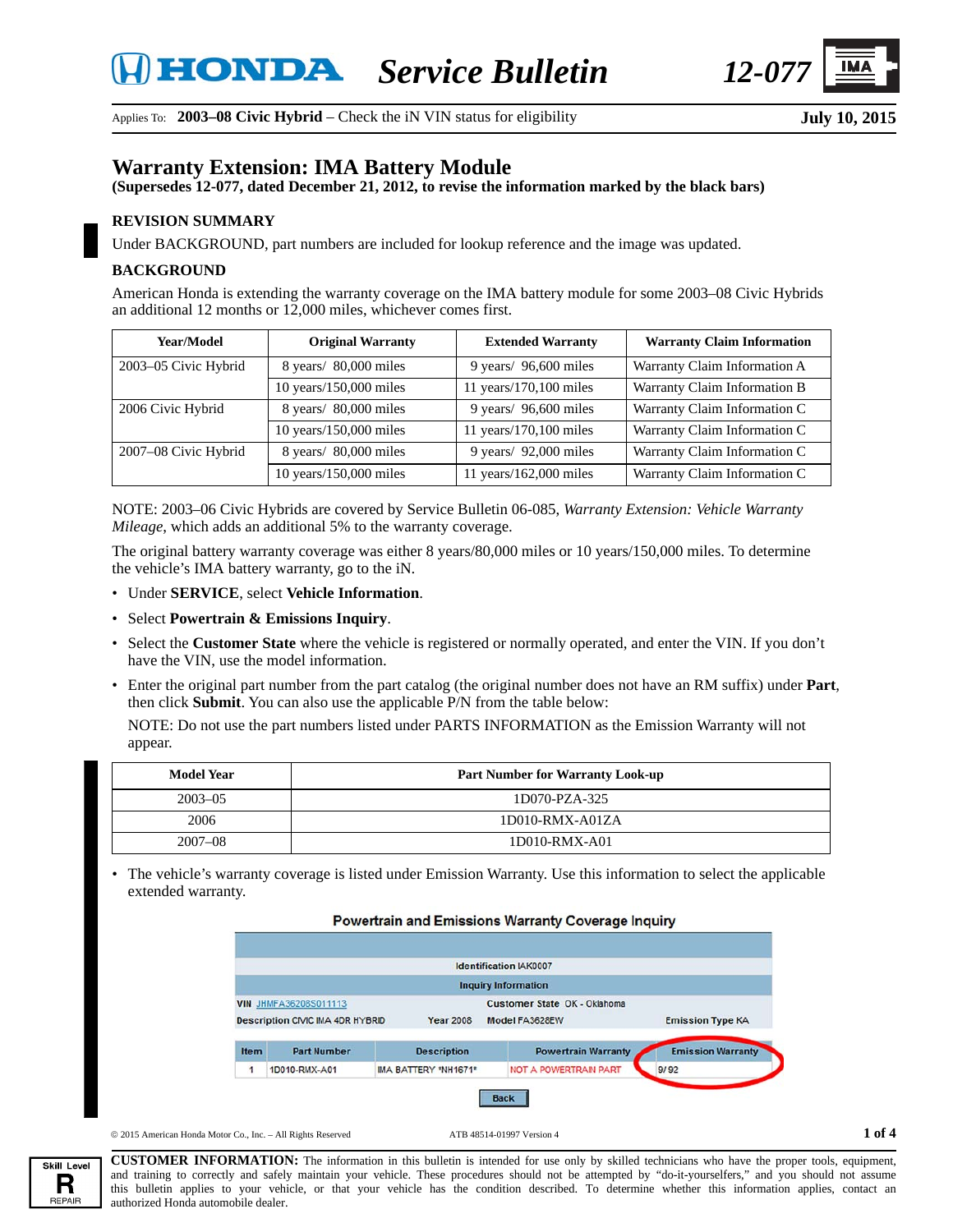# HONDA Service Bulletin 12-077

Applies To: **2003–08 Civic Hybrid** – Check the iN VIN status for eligibility

**July 10, 2015**

## Warranty Extension: IMA Battery Module

**(Supersedes 12-077, dated December 21, 2012, to revise the information marked by the black bars)**

### REVISION SUMMARY

Under BACKGROUND, part numbers are included for lookup reference and the image was updated.

### BACKGROUND

American Honda is extending the warranty coverage on the IMA battery module for some 2003–08 Civic Hybrids an additional 12 months or 12,000 miles, whichever comes first.

| Year/Model | Original Warranty | Extended Warranty | Warranty Claim Information |
|---|---|---|---|
| 2003–05 Civic Hybrid | 8 years/ 80,000 miles | 9 years/ 96,600 miles | Warranty Claim Information A |
| | 10 years/150,000 miles | 11 years/170,100 miles | Warranty Claim Information B |
| 2006 Civic Hybrid | 8 years/ 80,000 miles | 9 years/ 96,600 miles | Warranty Claim Information C |
| | 10 years/150,000 miles | 11 years/170,100 miles | Warranty Claim Information C |
| 2007–08 Civic Hybrid | 8 years/ 80,000 miles | 9 years/ 92,000 miles | Warranty Claim Information C |
| | 10 years/150,000 miles | 11 years/162,000 miles | Warranty Claim Information C |

NOTE: 2003–06 Civic Hybrids are covered by Service Bulletin 06-085, *Warranty Extension: Vehicle Warranty Mileage*, which adds an additional 5% to the warranty coverage.

The original battery warranty coverage was either 8 years/80,000 miles or 10 years/150,000 miles. To determine the vehicle's IMA battery warranty, go to the iN.

- Under **SERVICE**, select **Vehicle Information**.
- Select **Powertrain & Emissions Inquiry**.
- Select the **Customer State** where the vehicle is registered or normally operated, and enter the VIN. If you don't have the VIN, use the model information.
- Enter the original part number from the part catalog (the original number does not have an RM suffix) under **Part**, then click **Submit**. You can also use the applicable P/N from the table below:

  NOTE: Do not use the part numbers listed under PARTS INFORMATION as the Emission Warranty will not appear.

| Model Year | Part Number for Warranty Look-up |
|---|---|
| 2003–05 | 1D070-PZA-325 |
| 2006 | 1D010-RMX-A01ZA |
| 2007–08 | 1D010-RMX-A01 |

- The vehicle's warranty coverage is listed under Emission Warranty. Use this information to select the applicable extended warranty.

**Powertrain and Emissions Warranty Coverage Inquiry**

Identification IAK0007

Inquiry Information

VIN JHMFA36208S011113 — Customer State OK - Oklahoma

Description CIVIC IMA 4DR HYBRID — Year 2008 — Model FA3628EW — Emission Type KA

| Item | Part Number | Description | Powertrain Warranty | Emission Warranty |
|---|---|---|---|---|
| 1 | 1D010-RMX-A01 | IMA BATTERY *NH1671* | NOT A POWERTRAIN PART | 9/ 92 |

Back

© 2015 American Honda Motor Co., Inc. – All Rights Reserved — ATB 48514-01997 Version 4

Skill Level: R REPAIR

**CUSTOMER INFORMATION:** The information in this bulletin is intended for use only by skilled technicians who have the proper tools, equipment, and training to correctly and safely maintain your vehicle. These procedures should not be attempted by "do-it-yourselfers," and you should not assume this bulletin applies to your vehicle, or that your vehicle has the condition described. To determine whether this information applies, contact an authorized Honda automobile dealer.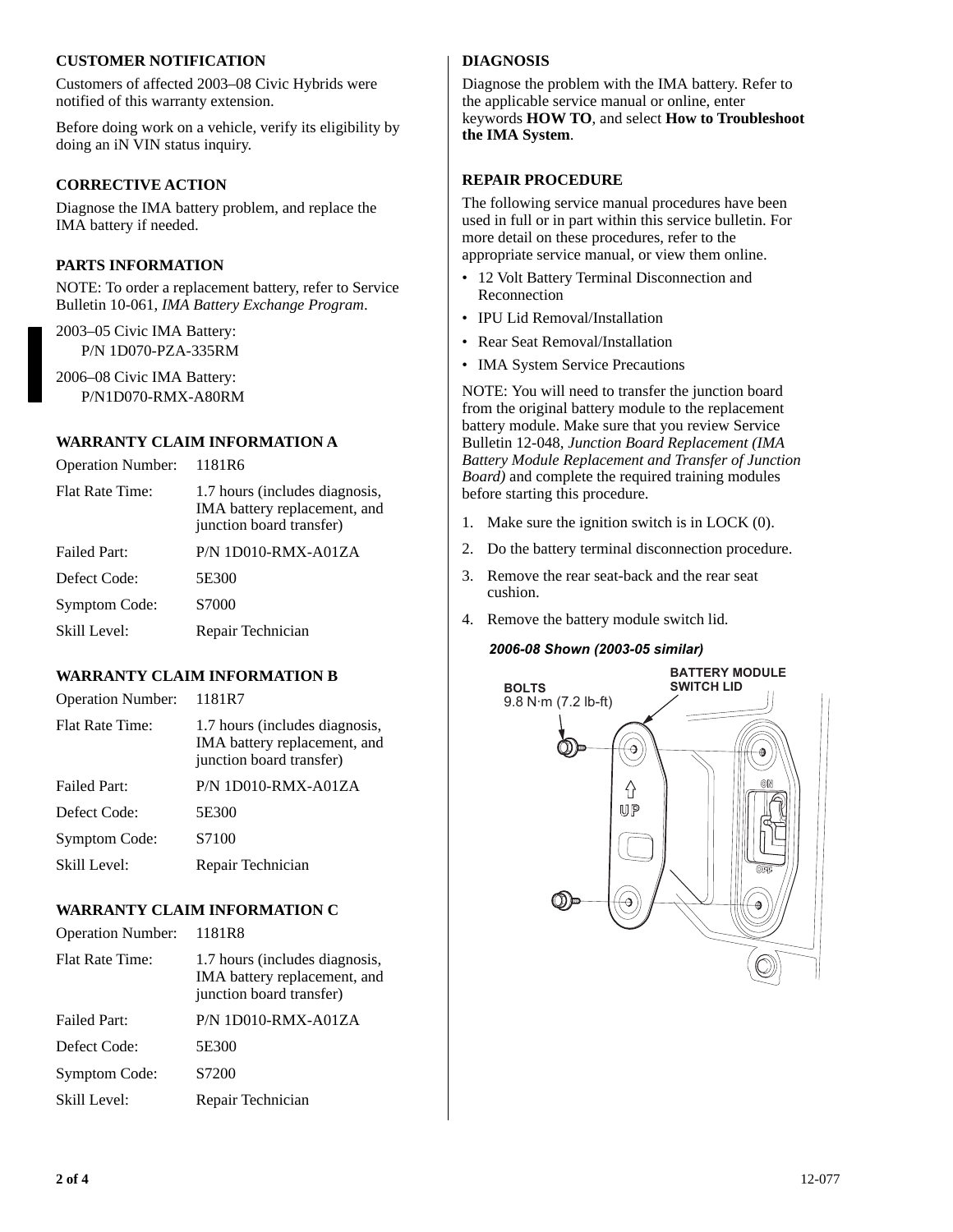## CUSTOMER NOTIFICATION

Customers of affected 2003–08 Civic Hybrids were notified of this warranty extension.

Before doing work on a vehicle, verify its eligibility by doing an iN VIN status inquiry.

## CORRECTIVE ACTION

Diagnose the IMA battery problem, and replace the IMA battery if needed.

## PARTS INFORMATION

NOTE: To order a replacement battery, refer to Service Bulletin 10-061, *IMA Battery Exchange Program*.

2003–05 Civic IMA Battery:
P/N 1D070-PZA-335RM

2006–08 Civic IMA Battery:
P/N1D070-RMX-A80RM

## WARRANTY CLAIM INFORMATION A

| | |
|---|---|
| Operation Number: | 1181R6 |
| Flat Rate Time: | 1.7 hours (includes diagnosis, IMA battery replacement, and junction board transfer) |
| Failed Part: | P/N 1D010-RMX-A01ZA |
| Defect Code: | 5E300 |
| Symptom Code: | S7000 |
| Skill Level: | Repair Technician |

## WARRANTY CLAIM INFORMATION B

| | |
|---|---|
| Operation Number: | 1181R7 |
| Flat Rate Time: | 1.7 hours (includes diagnosis, IMA battery replacement, and junction board transfer) |
| Failed Part: | P/N 1D010-RMX-A01ZA |
| Defect Code: | 5E300 |
| Symptom Code: | S7100 |
| Skill Level: | Repair Technician |

## WARRANTY CLAIM INFORMATION C

| | |
|---|---|
| Operation Number: | 1181R8 |
| Flat Rate Time: | 1.7 hours (includes diagnosis, IMA battery replacement, and junction board transfer) |
| Failed Part: | P/N 1D010-RMX-A01ZA |
| Defect Code: | 5E300 |
| Symptom Code: | S7200 |
| Skill Level: | Repair Technician |

## DIAGNOSIS

Diagnose the problem with the IMA battery. Refer to the applicable service manual or online, enter keywords **HOW TO**, and select **How to Troubleshoot the IMA System**.

## REPAIR PROCEDURE

The following service manual procedures have been used in full or in part within this service bulletin. For more detail on these procedures, refer to the appropriate service manual, or view them online.

- 12 Volt Battery Terminal Disconnection and Reconnection
- IPU Lid Removal/Installation
- Rear Seat Removal/Installation
- IMA System Service Precautions

NOTE: You will need to transfer the junction board from the original battery module to the replacement battery module. Make sure that you review Service Bulletin 12-048, *Junction Board Replacement (IMA Battery Module Replacement and Transfer of Junction Board)* and complete the required training modules before starting this procedure.

1. Make sure the ignition switch is in LOCK (0).
2. Do the battery terminal disconnection procedure.
3. Remove the rear seat-back and the rear seat cushion.
4. Remove the battery module switch lid.

*2006-08 Shown (2003-05 similar)*

BOLTS
9.8 N·m (7.2 lb-ft)

BATTERY MODULE SWITCH LID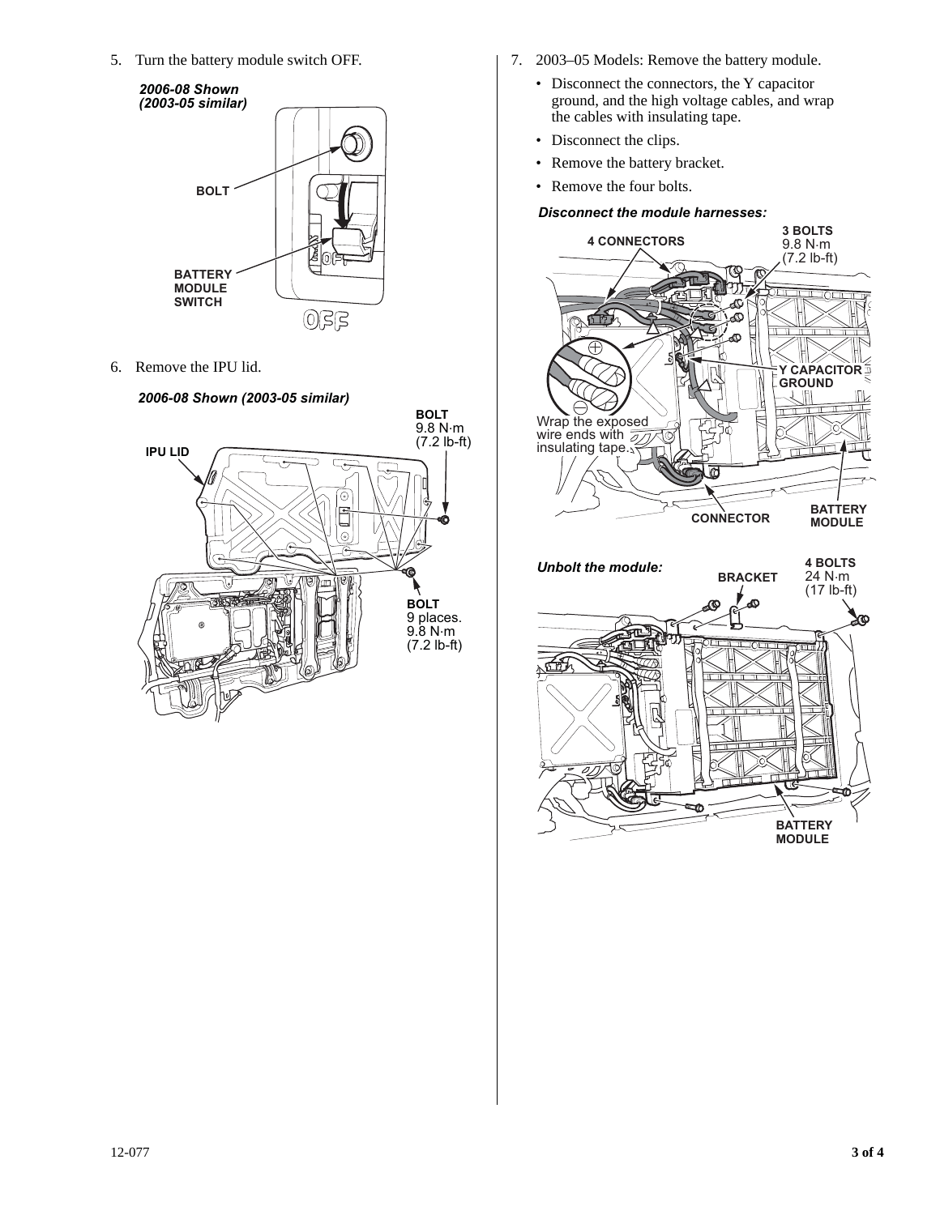5. Turn the battery module switch OFF.

*2006-08 Shown (2003-05 similar)*

BOLT

BATTERY MODULE SWITCH

OFF

6. Remove the IPU lid.

*2006-08 Shown (2003-05 similar)*

IPU LID

BOLT
9.8 N·m
(7.2 lb-ft)

BOLT
9 places.
9.8 N·m
(7.2 lb-ft)

7. 2003–05 Models: Remove the battery module.
   - Disconnect the connectors, the Y capacitor ground, and the high voltage cables, and wrap the cables with insulating tape.
   - Disconnect the clips.
   - Remove the battery bracket.
   - Remove the four bolts.

*Disconnect the module harnesses:*

4 CONNECTORS

3 BOLTS
9.8 N·m
(7.2 lb-ft)

Y CAPACITOR GROUND

Wrap the exposed wire ends with insulating tape.

CONNECTOR

BATTERY MODULE

*Unbolt the module:*

BRACKET

4 BOLTS
24 N·m
(17 lb-ft)

BATTERY MODULE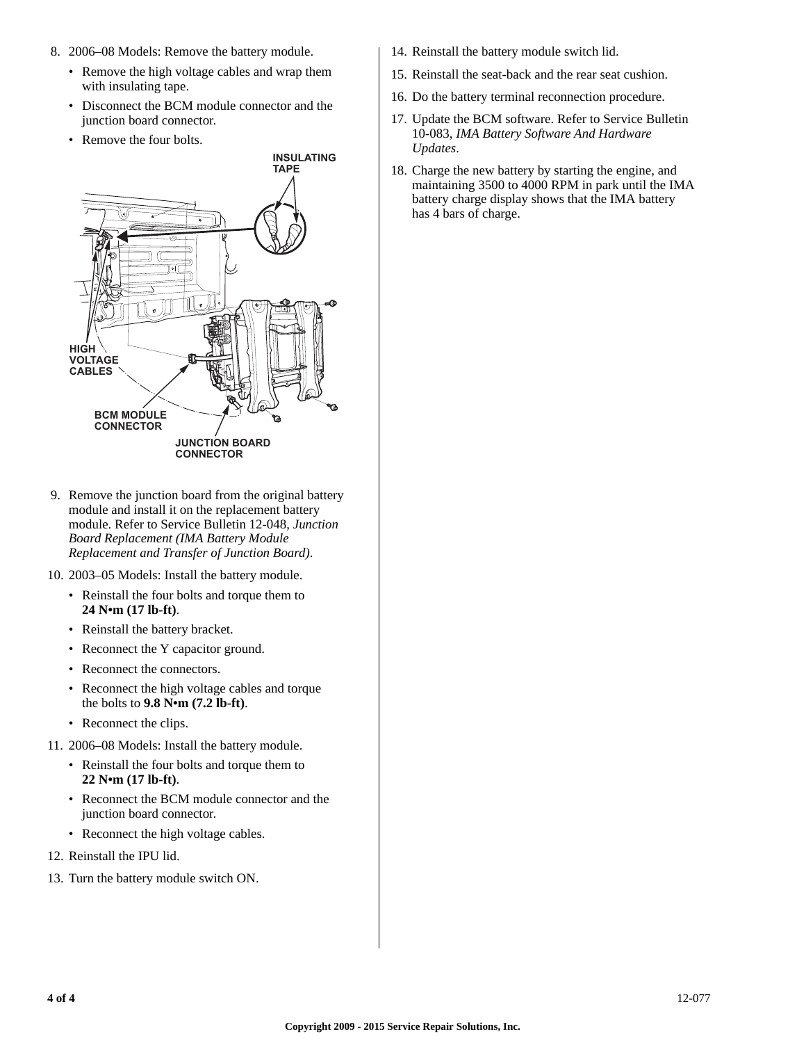8. 2006–08 Models: Remove the battery module.
   - Remove the high voltage cables and wrap them with insulating tape.
   - Disconnect the BCM module connector and the junction board connector.
   - Remove the four bolts.

INSULATING TAPE

HIGH VOLTAGE CABLES

BCM MODULE CONNECTOR

JUNCTION BOARD CONNECTOR

9. Remove the junction board from the original battery module and install it on the replacement battery module. Refer to Service Bulletin 12-048, *Junction Board Replacement (IMA Battery Module Replacement and Transfer of Junction Board)*.
10. 2003–05 Models: Install the battery module.
    - Reinstall the four bolts and torque them to **24 N•m (17 lb-ft)**.
    - Reinstall the battery bracket.
    - Reconnect the Y capacitor ground.
    - Reconnect the connectors.
    - Reconnect the high voltage cables and torque the bolts to **9.8 N•m (7.2 lb-ft)**.
    - Reconnect the clips.
11. 2006–08 Models: Install the battery module.
    - Reinstall the four bolts and torque them to **22 N•m (17 lb-ft)**.
    - Reconnect the BCM module connector and the junction board connector.
    - Reconnect the high voltage cables.
12. Reinstall the IPU lid.
13. Turn the battery module switch ON.
14. Reinstall the battery module switch lid.
15. Reinstall the seat-back and the rear seat cushion.
16. Do the battery terminal reconnection procedure.
17. Update the BCM software. Refer to Service Bulletin 10-083, *IMA Battery Software And Hardware Updates*.
18. Charge the new battery by starting the engine, and maintaining 3500 to 4000 RPM in park until the IMA battery charge display shows that the IMA battery has 4 bars of charge.

Copyright 2009 - 2015 Service Repair Solutions, Inc.